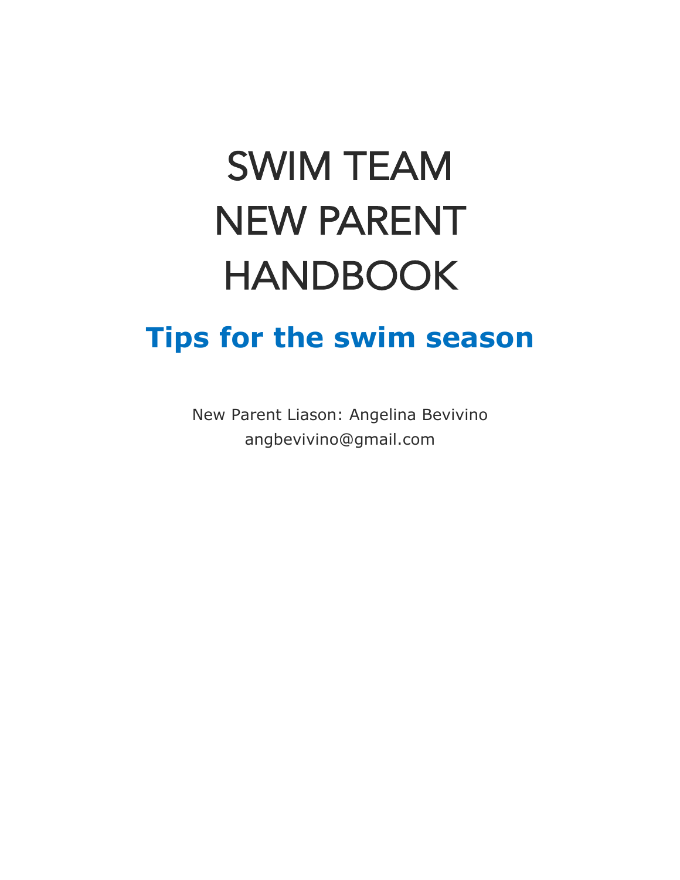# SWIM TEAM NEW PARENT HANDBOOK

## Tips for the swim season

New Parent Liason: Angelina Bevivino
angbevivino@gmail.com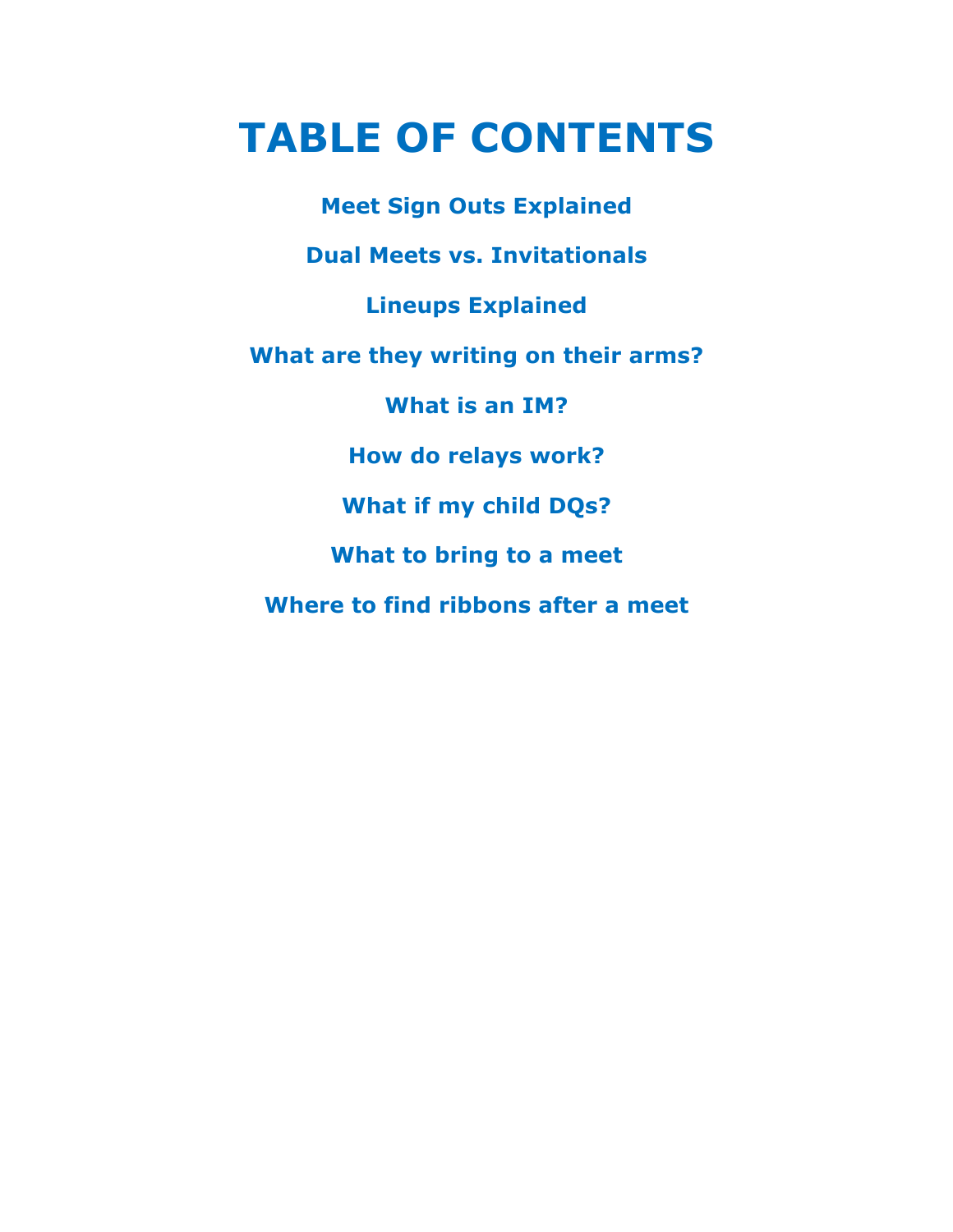# TABLE OF CONTENTS

**Meet Sign Outs Explained**

**Dual Meets vs. Invitationals**

**Lineups Explained**

**What are they writing on their arms?**

**What is an IM?**

**How do relays work?**

**What if my child DQs?**

**What to bring to a meet**

**Where to find ribbons after a meet**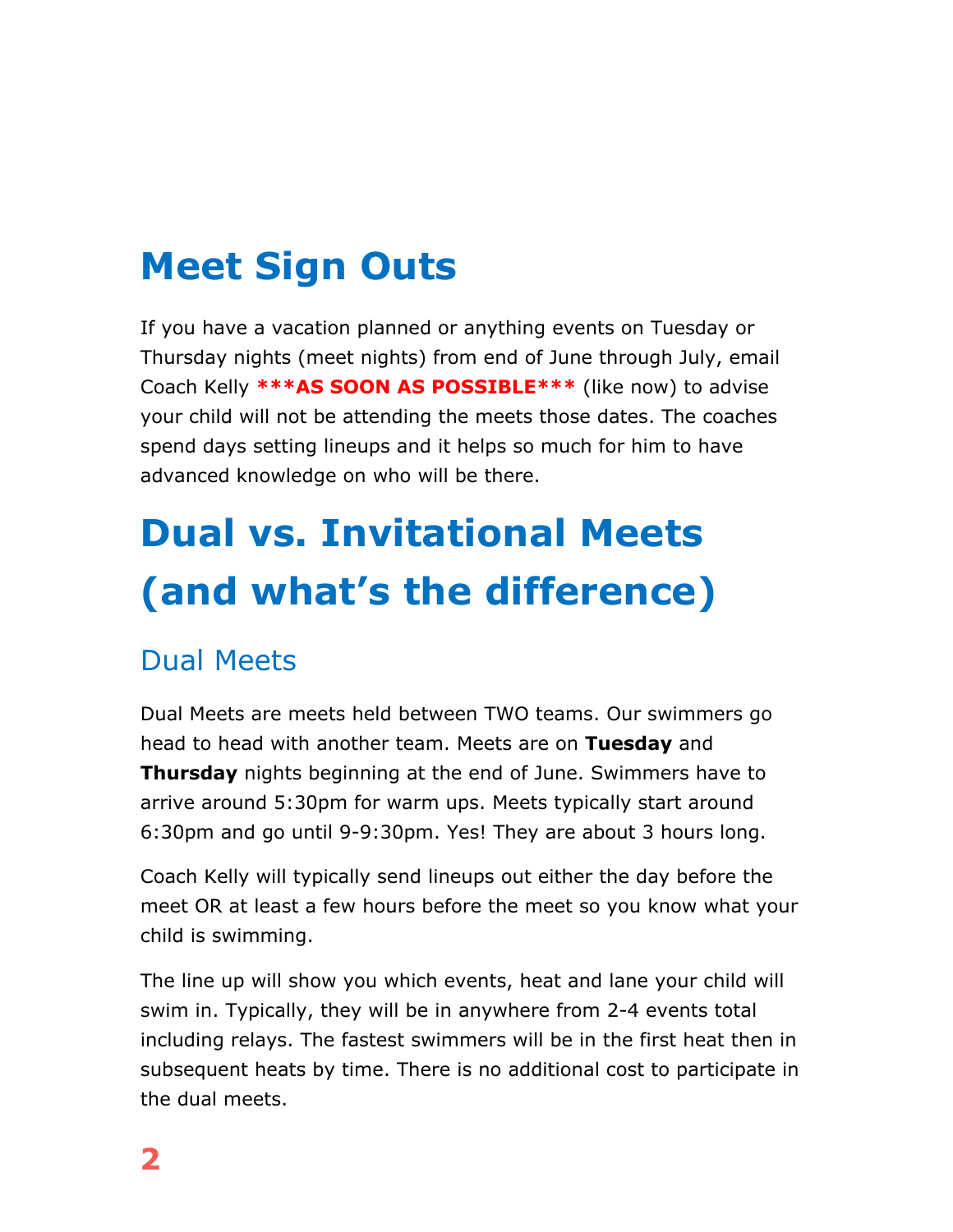# Meet Sign Outs

If you have a vacation planned or anything events on Tuesday or Thursday nights (meet nights) from end of June through July, email Coach Kelly **\*\*\*AS SOON AS POSSIBLE\*\*\*** (like now) to advise your child will not be attending the meets those dates. The coaches spend days setting lineups and it helps so much for him to have advanced knowledge on who will be there.

# Dual vs. Invitational Meets (and what's the difference)

## Dual Meets

Dual Meets are meets held between TWO teams. Our swimmers go head to head with another team. Meets are on **Tuesday** and **Thursday** nights beginning at the end of June. Swimmers have to arrive around 5:30pm for warm ups. Meets typically start around 6:30pm and go until 9-9:30pm. Yes! They are about 3 hours long.

Coach Kelly will typically send lineups out either the day before the meet OR at least a few hours before the meet so you know what your child is swimming.

The line up will show you which events, heat and lane your child will swim in. Typically, they will be in anywhere from 2-4 events total including relays. The fastest swimmers will be in the first heat then in subsequent heats by time. There is no additional cost to participate in the dual meets.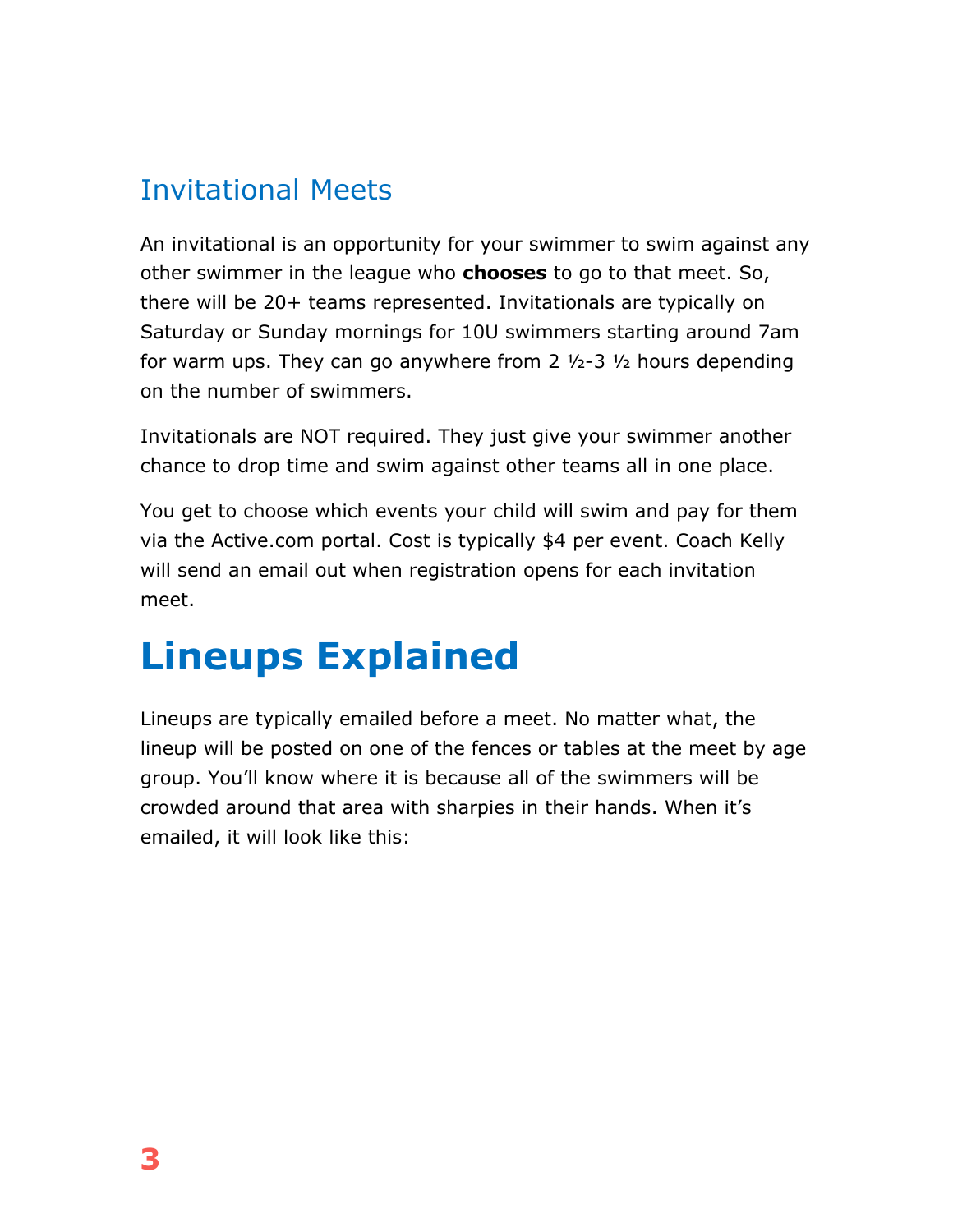## Invitational Meets

An invitational is an opportunity for your swimmer to swim against any other swimmer in the league who **chooses** to go to that meet. So, there will be 20+ teams represented. Invitationals are typically on Saturday or Sunday mornings for 10U swimmers starting around 7am for warm ups. They can go anywhere from 2 ½-3 ½ hours depending on the number of swimmers.

Invitationals are NOT required. They just give your swimmer another chance to drop time and swim against other teams all in one place.

You get to choose which events your child will swim and pay for them via the Active.com portal. Cost is typically $4 per event. Coach Kelly will send an email out when registration opens for each invitation meet.

# Lineups Explained

Lineups are typically emailed before a meet. No matter what, the lineup will be posted on one of the fences or tables at the meet by age group. You'll know where it is because all of the swimmers will be crowded around that area with sharpies in their hands. When it's emailed, it will look like this: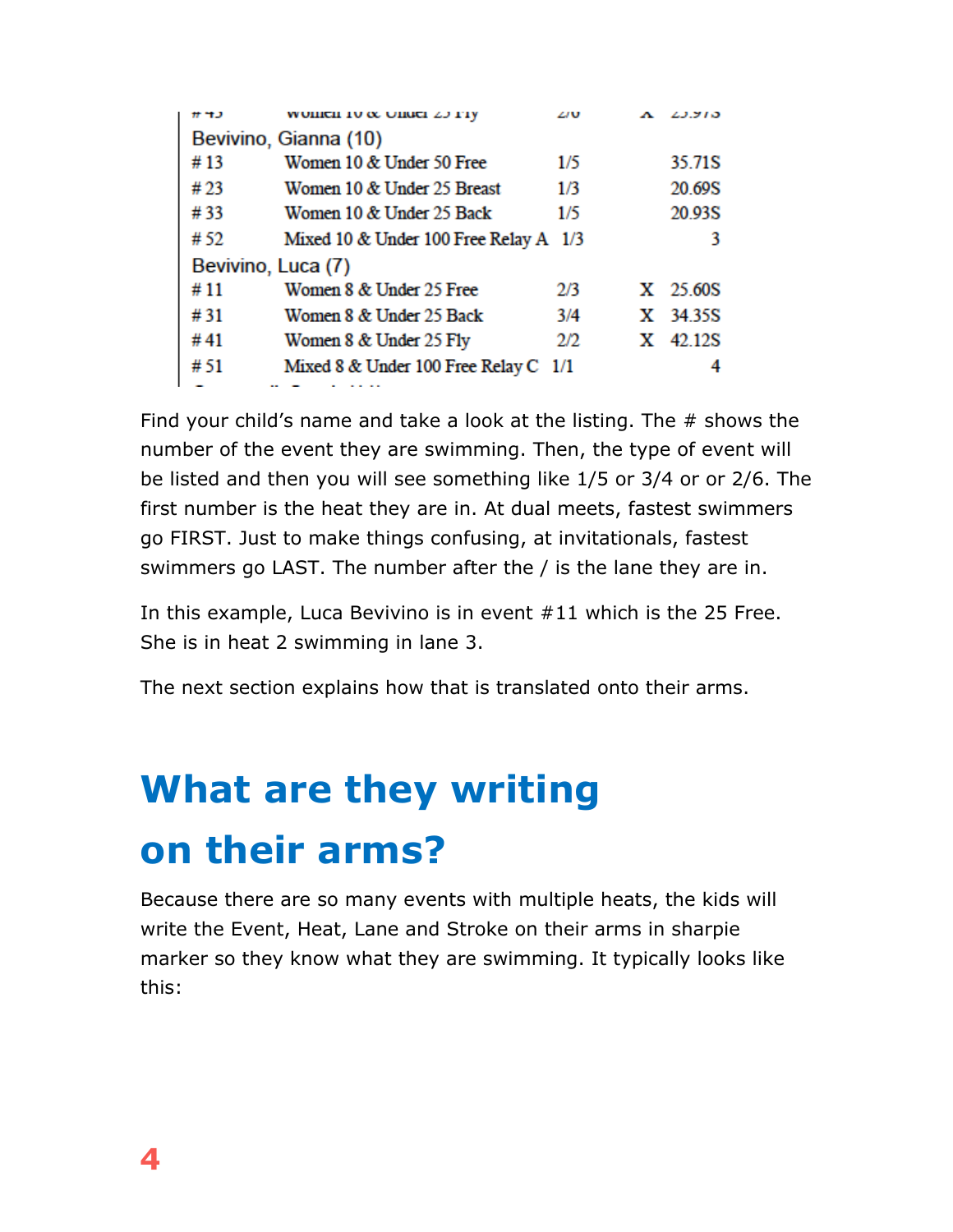| | | | | |
|---|---|---|---|---|
| # 43 | Women 10 & Under 25 Fly | 2/6 | X | 25.97S |
| Bevivino, Gianna (10) | | | | |
| # 13 | Women 10 & Under 50 Free | 1/5 | | 35.71S |
| # 23 | Women 10 & Under 25 Breast | 1/3 | | 20.69S |
| # 33 | Women 10 & Under 25 Back | 1/5 | | 20.93S |
| # 52 | Mixed 10 & Under 100 Free Relay A | 1/3 | | 3 |
| Bevivino, Luca (7) | | | | |
| # 11 | Women 8 & Under 25 Free | 2/3 | X | 25.60S |
| # 31 | Women 8 & Under 25 Back | 3/4 | X | 34.35S |
| # 41 | Women 8 & Under 25 Fly | 2/2 | X | 42.12S |
| # 51 | Mixed 8 & Under 100 Free Relay C | 1/1 | | 4 |

Find your child's name and take a look at the listing. The # shows the number of the event they are swimming. Then, the type of event will be listed and then you will see something like 1/5 or 3/4 or or 2/6. The first number is the heat they are in. At dual meets, fastest swimmers go FIRST. Just to make things confusing, at invitationals, fastest swimmers go LAST. The number after the / is the lane they are in.

In this example, Luca Bevivino is in event #11 which is the 25 Free. She is in heat 2 swimming in lane 3.

The next section explains how that is translated onto their arms.

## What are they writing on their arms?

Because there are so many events with multiple heats, the kids will write the Event, Heat, Lane and Stroke on their arms in sharpie marker so they know what they are swimming. It typically looks like this: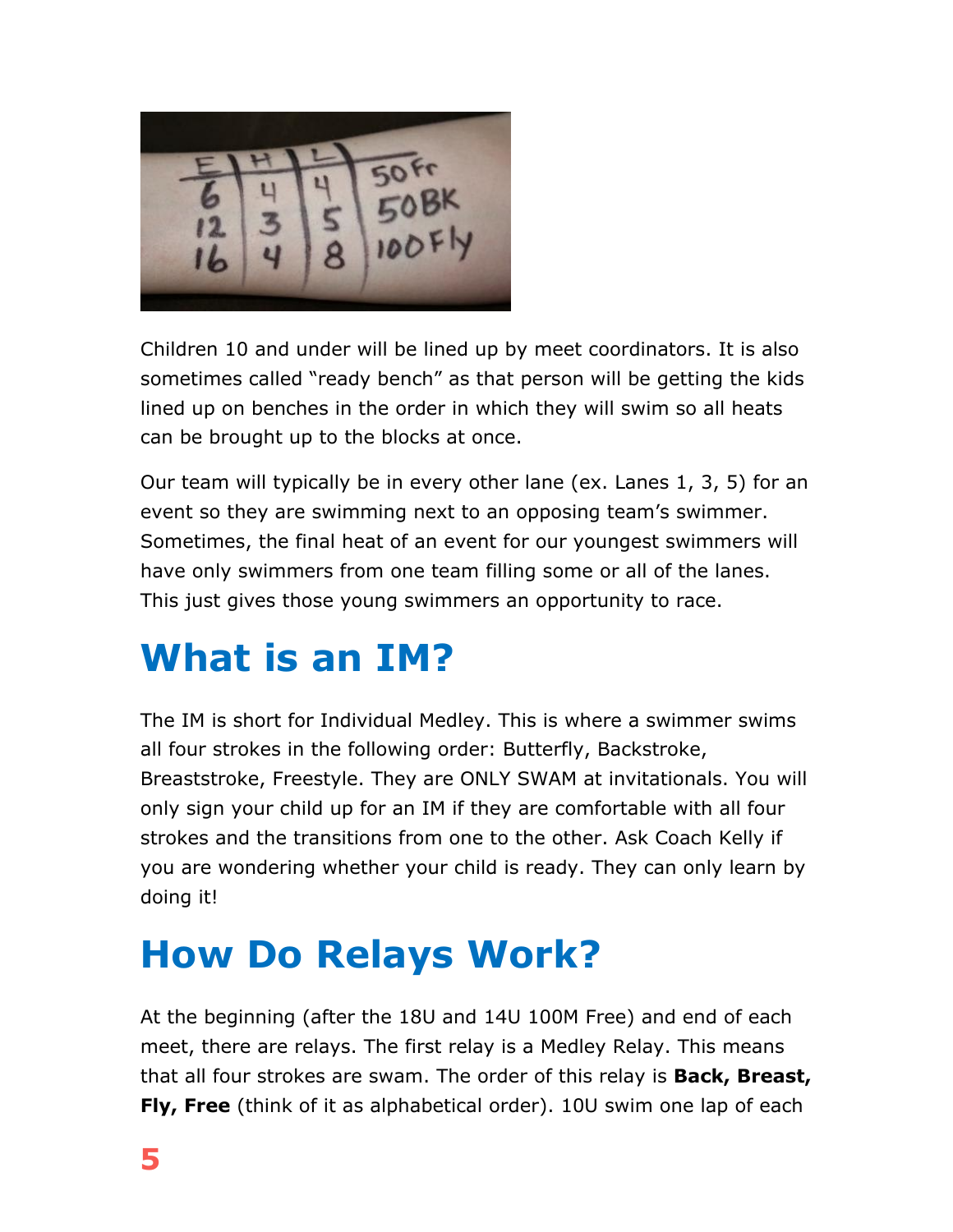Children 10 and under will be lined up by meet coordinators. It is also sometimes called "ready bench" as that person will be getting the kids lined up on benches in the order in which they will swim so all heats can be brought up to the blocks at once.

Our team will typically be in every other lane (ex. Lanes 1, 3, 5) for an event so they are swimming next to an opposing team's swimmer. Sometimes, the final heat of an event for our youngest swimmers will have only swimmers from one team filling some or all of the lanes. This just gives those young swimmers an opportunity to race.

# What is an IM?

The IM is short for Individual Medley. This is where a swimmer swims all four strokes in the following order: Butterfly, Backstroke, Breaststroke, Freestyle. They are ONLY SWAM at invitationals. You will only sign your child up for an IM if they are comfortable with all four strokes and the transitions from one to the other. Ask Coach Kelly if you are wondering whether your child is ready. They can only learn by doing it!

# How Do Relays Work?

At the beginning (after the 18U and 14U 100M Free) and end of each meet, there are relays. The first relay is a Medley Relay. This means that all four strokes are swam. The order of this relay is **Back, Breast, Fly, Free** (think of it as alphabetical order). 10U swim one lap of each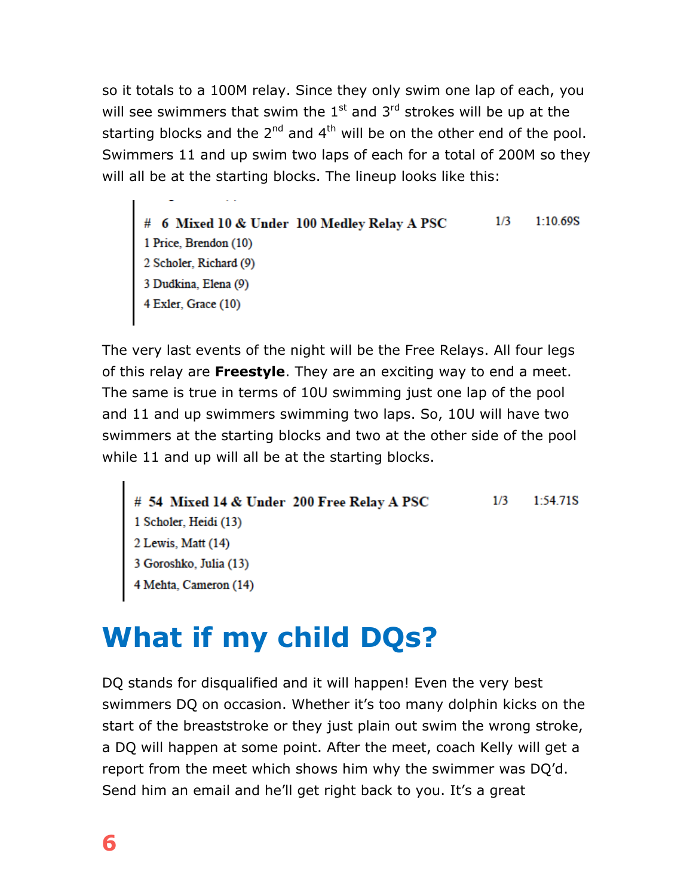so it totals to a 100M relay. Since they only swim one lap of each, you will see swimmers that swim the 1st and 3rd strokes will be up at the starting blocks and the 2nd and 4th will be on the other end of the pool. Swimmers 11 and up swim two laps of each for a total of 200M so they will all be at the starting blocks. The lineup looks like this:

> **# 6 Mixed 10 & Under 100 Medley Relay A PSC** 1/3 1:10.69S
> 1 Price, Brendon (10)
> 2 Scholer, Richard (9)
> 3 Dudkina, Elena (9)
> 4 Exler, Grace (10)

The very last events of the night will be the Free Relays. All four legs of this relay are **Freestyle**. They are an exciting way to end a meet. The same is true in terms of 10U swimming just one lap of the pool and 11 and up swimmers swimming two laps. So, 10U will have two swimmers at the starting blocks and two at the other side of the pool while 11 and up will all be at the starting blocks.

> **# 54 Mixed 14 & Under 200 Free Relay A PSC** 1/3 1:54.71S
> 1 Scholer, Heidi (13)
> 2 Lewis, Matt (14)
> 3 Goroshko, Julia (13)
> 4 Mehta, Cameron (14)

# What if my child DQs?

DQ stands for disqualified and it will happen! Even the very best swimmers DQ on occasion. Whether it's too many dolphin kicks on the start of the breaststroke or they just plain out swim the wrong stroke, a DQ will happen at some point. After the meet, coach Kelly will get a report from the meet which shows him why the swimmer was DQ'd. Send him an email and he'll get right back to you. It's a great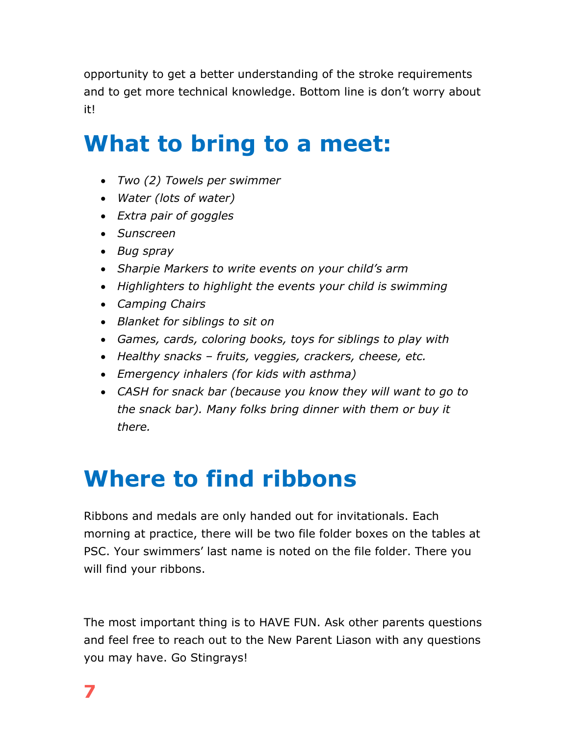opportunity to get a better understanding of the stroke requirements and to get more technical knowledge. Bottom line is don't worry about it!

# What to bring to a meet:

- *Two (2) Towels per swimmer*
- *Water (lots of water)*
- *Extra pair of goggles*
- *Sunscreen*
- *Bug spray*
- *Sharpie Markers to write events on your child's arm*
- *Highlighters to highlight the events your child is swimming*
- *Camping Chairs*
- *Blanket for siblings to sit on*
- *Games, cards, coloring books, toys for siblings to play with*
- *Healthy snacks – fruits, veggies, crackers, cheese, etc.*
- *Emergency inhalers (for kids with asthma)*
- *CASH for snack bar (because you know they will want to go to the snack bar). Many folks bring dinner with them or buy it there.*

# Where to find ribbons

Ribbons and medals are only handed out for invitationals. Each morning at practice, there will be two file folder boxes on the tables at PSC. Your swimmers' last name is noted on the file folder. There you will find your ribbons.

The most important thing is to HAVE FUN. Ask other parents questions and feel free to reach out to the New Parent Liason with any questions you may have. Go Stingrays!